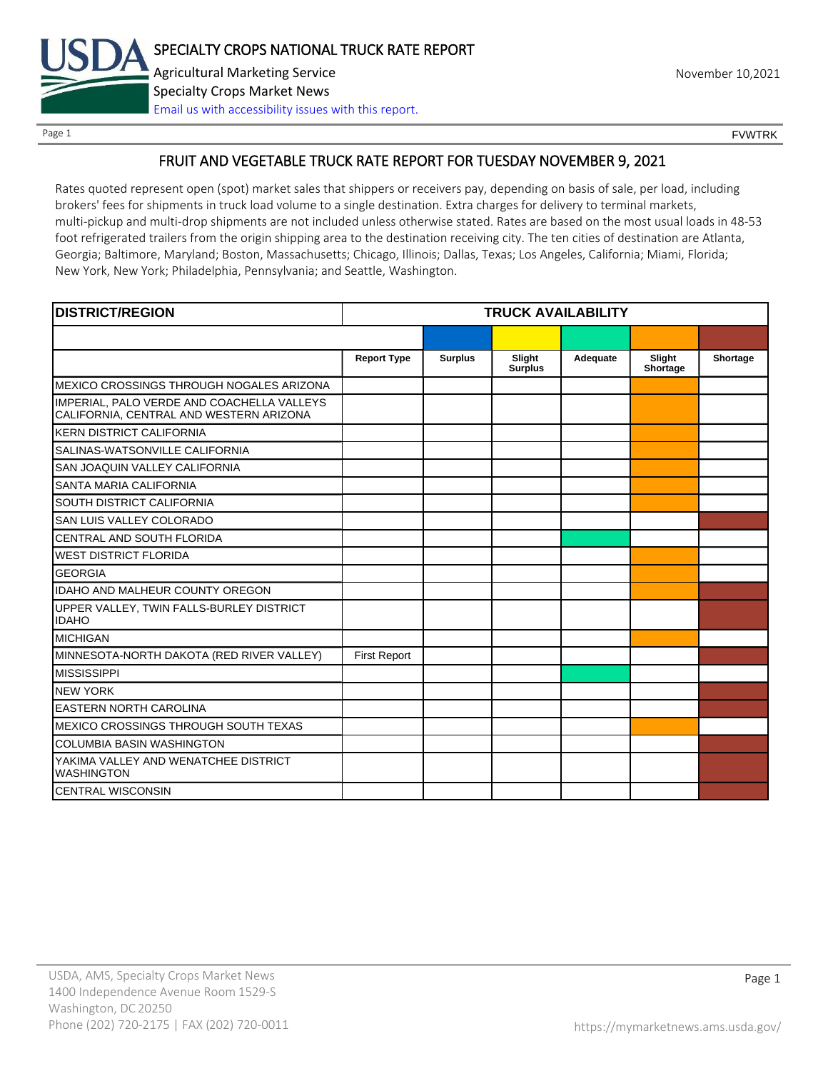# SPECIALTY CROPS NATIONAL TRUCK RATE REPORT

Agricultural Marketing Service
Specialty Crops Market News
Email us with accessibility issues with this report.

November 10,2021

FVWTRK

## FRUIT AND VEGETABLE TRUCK RATE REPORT FOR TUESDAY NOVEMBER 9, 2021

Rates quoted represent open (spot) market sales that shippers or receivers pay, depending on basis of sale, per load, including brokers' fees for shipments in truck load volume to a single destination. Extra charges for delivery to terminal markets, multi-pickup and multi-drop shipments are not included unless otherwise stated. Rates are based on the most usual loads in 48-53 foot refrigerated trailers from the origin shipping area to the destination receiving city. The ten cities of destination are Atlanta, Georgia; Baltimore, Maryland; Boston, Massachusetts; Chicago, Illinois; Dallas, Texas; Los Angeles, California; Miami, Florida; New York, New York; Philadelphia, Pennsylvania; and Seattle, Washington.

| DISTRICT/REGION | TRUCK AVAILABILITY | | | | | |
|---|---|---|---|---|---|---|
| | Report Type | Surplus | Slight Surplus | Adequate | Slight Shortage | Shortage |
| MEXICO CROSSINGS THROUGH NOGALES ARIZONA | | | | | X | |
| IMPERIAL, PALO VERDE AND COACHELLA VALLEYS CALIFORNIA, CENTRAL AND WESTERN ARIZONA | | | | | X | |
| KERN DISTRICT CALIFORNIA | | | | | X | |
| SALINAS-WATSONVILLE CALIFORNIA | | | | | X | |
| SAN JOAQUIN VALLEY CALIFORNIA | | | | | X | |
| SANTA MARIA CALIFORNIA | | | | | X | |
| SOUTH DISTRICT CALIFORNIA | | | | | X | |
| SAN LUIS VALLEY COLORADO | | | | | | X |
| CENTRAL AND SOUTH FLORIDA | | | | X | | |
| WEST DISTRICT FLORIDA | | | | | X | |
| GEORGIA | | | | | X | |
| IDAHO AND MALHEUR COUNTY OREGON | | | | | X | X |
| UPPER VALLEY, TWIN FALLS-BURLEY DISTRICT IDAHO | | | | | | X |
| MICHIGAN | | | | | X | |
| MINNESOTA-NORTH DAKOTA (RED RIVER VALLEY) | First Report | | | | | X |
| MISSISSIPPI | | | | X | | |
| NEW YORK | | | | | | X |
| EASTERN NORTH CAROLINA | | | | | | X |
| MEXICO CROSSINGS THROUGH SOUTH TEXAS | | | | | X | |
| COLUMBIA BASIN WASHINGTON | | | | | | X |
| YAKIMA VALLEY AND WENATCHEE DISTRICT WASHINGTON | | | | | | X |
| CENTRAL WISCONSIN | | | | | | X |

USDA, AMS, Specialty Crops Market News
1400 Independence Avenue Room 1529-S
Washington, DC 20250
Phone (202) 720-2175 | FAX (202) 720-0011
https://mymarketnews.ams.usda.gov/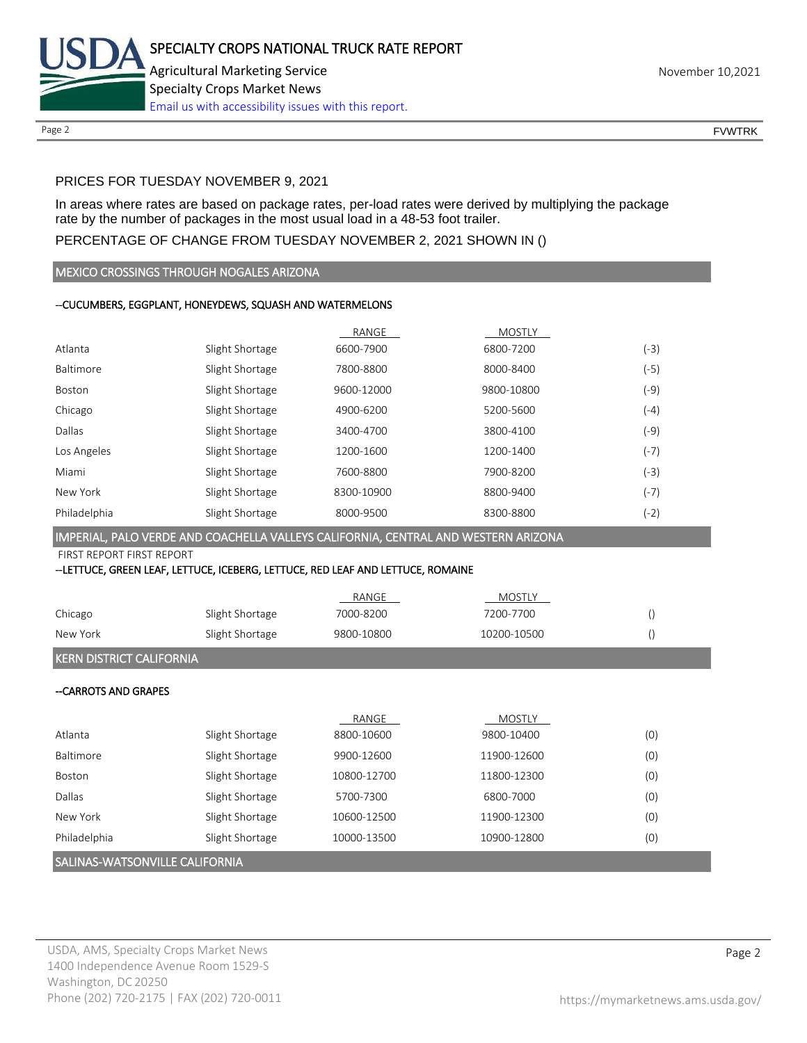PRICES FOR TUESDAY NOVEMBER 9, 2021

In areas where rates are based on package rates, per-load rates were derived by multiplying the package rate by the number of packages in the most usual load in a 48-53 foot trailer.

PERCENTAGE OF CHANGE FROM TUESDAY NOVEMBER 2, 2021 SHOWN IN ()

## MEXICO CROSSINGS THROUGH NOGALES ARIZONA

--CUCUMBERS, EGGPLANT, HONEYDEWS, SQUASH AND WATERMELONS

| | | RANGE | MOSTLY | |
|---|---|---|---|---|
| Atlanta | Slight Shortage | 6600-7900 | 6800-7200 | (-3) |
| Baltimore | Slight Shortage | 7800-8800 | 8000-8400 | (-5) |
| Boston | Slight Shortage | 9600-12000 | 9800-10800 | (-9) |
| Chicago | Slight Shortage | 4900-6200 | 5200-5600 | (-4) |
| Dallas | Slight Shortage | 3400-4700 | 3800-4100 | (-9) |
| Los Angeles | Slight Shortage | 1200-1600 | 1200-1400 | (-7) |
| Miami | Slight Shortage | 7600-8800 | 7900-8200 | (-3) |
| New York | Slight Shortage | 8300-10900 | 8800-9400 | (-7) |
| Philadelphia | Slight Shortage | 8000-9500 | 8300-8800 | (-2) |

## IMPERIAL, PALO VERDE AND COACHELLA VALLEYS CALIFORNIA, CENTRAL AND WESTERN ARIZONA

FIRST REPORT FIRST REPORT

--LETTUCE, GREEN LEAF, LETTUCE, ICEBERG, LETTUCE, RED LEAF AND LETTUCE, ROMAINE

| | | RANGE | MOSTLY | |
|---|---|---|---|---|
| Chicago | Slight Shortage | 7000-8200 | 7200-7700 | () |
| New York | Slight Shortage | 9800-10800 | 10200-10500 | () |

## KERN DISTRICT CALIFORNIA

--CARROTS AND GRAPES

| | | RANGE | MOSTLY | |
|---|---|---|---|---|
| Atlanta | Slight Shortage | 8800-10600 | 9800-10400 | (0) |
| Baltimore | Slight Shortage | 9900-12600 | 11900-12600 | (0) |
| Boston | Slight Shortage | 10800-12700 | 11800-12300 | (0) |
| Dallas | Slight Shortage | 5700-7300 | 6800-7000 | (0) |
| New York | Slight Shortage | 10600-12500 | 11900-12300 | (0) |
| Philadelphia | Slight Shortage | 10000-13500 | 10900-12800 | (0) |

## SALINAS-WATSONVILLE CALIFORNIA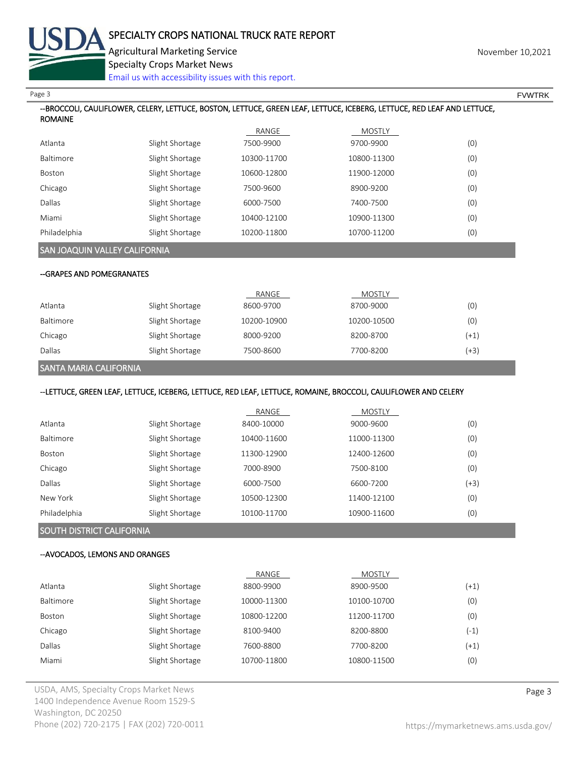--BROCCOLI, CAULIFLOWER, CELERY, LETTUCE, BOSTON, LETTUCE, GREEN LEAF, LETTUCE, ICEBERG, LETTUCE, RED LEAF AND LETTUCE, ROMAINE

| | | RANGE | MOSTLY | |
|---|---|---|---|---|
| Atlanta | Slight Shortage | 7500-9900 | 9700-9900 | (0) |
| Baltimore | Slight Shortage | 10300-11700 | 10800-11300 | (0) |
| Boston | Slight Shortage | 10600-12800 | 11900-12000 | (0) |
| Chicago | Slight Shortage | 7500-9600 | 8900-9200 | (0) |
| Dallas | Slight Shortage | 6000-7500 | 7400-7500 | (0) |
| Miami | Slight Shortage | 10400-12100 | 10900-11300 | (0) |
| Philadelphia | Slight Shortage | 10200-11800 | 10700-11200 | (0) |

## SAN JOAQUIN VALLEY CALIFORNIA

--GRAPES AND POMEGRANATES

| | | RANGE | MOSTLY | |
|---|---|---|---|---|
| Atlanta | Slight Shortage | 8600-9700 | 8700-9000 | (0) |
| Baltimore | Slight Shortage | 10200-10900 | 10200-10500 | (0) |
| Chicago | Slight Shortage | 8000-9200 | 8200-8700 | (+1) |
| Dallas | Slight Shortage | 7500-8600 | 7700-8200 | (+3) |

## SANTA MARIA CALIFORNIA

--LETTUCE, GREEN LEAF, LETTUCE, ICEBERG, LETTUCE, RED LEAF, LETTUCE, ROMAINE, BROCCOLI, CAULIFLOWER AND CELERY

| | | RANGE | MOSTLY | |
|---|---|---|---|---|
| Atlanta | Slight Shortage | 8400-10000 | 9000-9600 | (0) |
| Baltimore | Slight Shortage | 10400-11600 | 11000-11300 | (0) |
| Boston | Slight Shortage | 11300-12900 | 12400-12600 | (0) |
| Chicago | Slight Shortage | 7000-8900 | 7500-8100 | (0) |
| Dallas | Slight Shortage | 6000-7500 | 6600-7200 | (+3) |
| New York | Slight Shortage | 10500-12300 | 11400-12100 | (0) |
| Philadelphia | Slight Shortage | 10100-11700 | 10900-11600 | (0) |

## SOUTH DISTRICT CALIFORNIA

--AVOCADOS, LEMONS AND ORANGES

| | | RANGE | MOSTLY | |
|---|---|---|---|---|
| Atlanta | Slight Shortage | 8800-9900 | 8900-9500 | (+1) |
| Baltimore | Slight Shortage | 10000-11300 | 10100-10700 | (0) |
| Boston | Slight Shortage | 10800-12200 | 11200-11700 | (0) |
| Chicago | Slight Shortage | 8100-9400 | 8200-8800 | (-1) |
| Dallas | Slight Shortage | 7600-8800 | 7700-8200 | (+1) |
| Miami | Slight Shortage | 10700-11800 | 10800-11500 | (0) |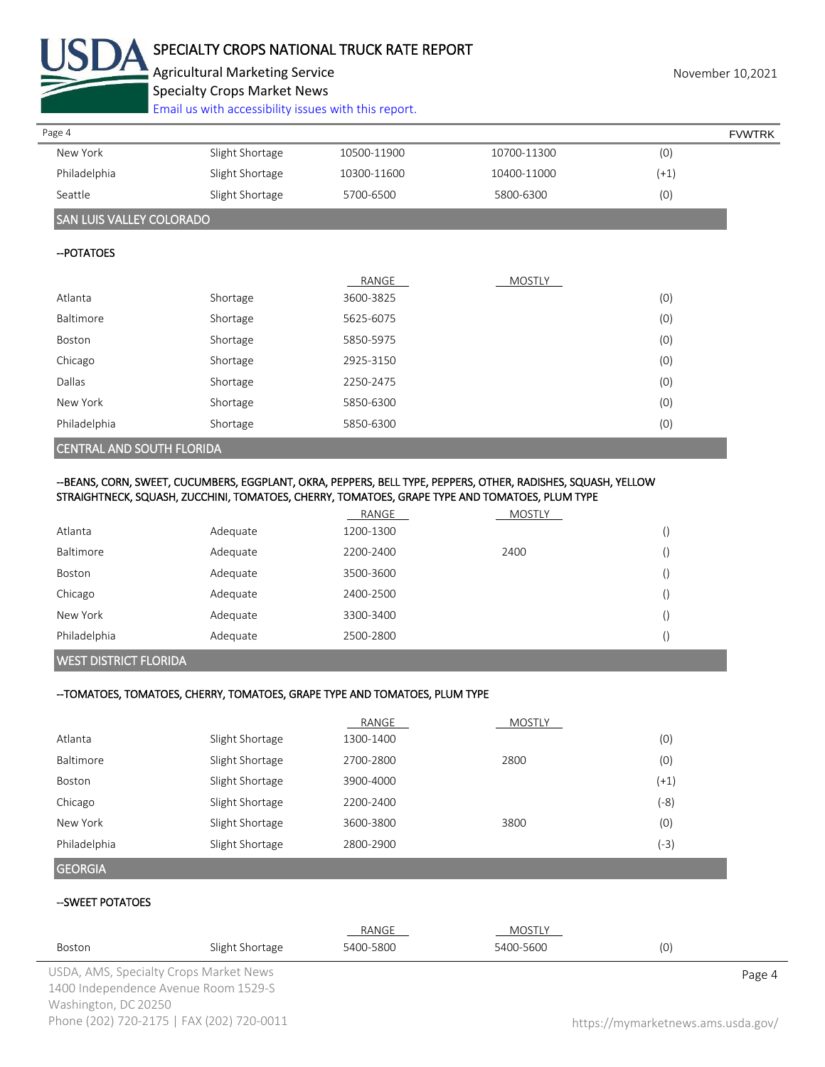| | | | | |
|---|---|---|---|---|
| New York | Slight Shortage | 10500-11900 | 10700-11300 | (0) |
| Philadelphia | Slight Shortage | 10300-11600 | 10400-11000 | (+1) |
| Seattle | Slight Shortage | 5700-6500 | 5800-6300 | (0) |

## SAN LUIS VALLEY COLORADO

--POTATOES

| | | RANGE | MOSTLY | |
|---|---|---|---|---|
| Atlanta | Shortage | 3600-3825 | | (0) |
| Baltimore | Shortage | 5625-6075 | | (0) |
| Boston | Shortage | 5850-5975 | | (0) |
| Chicago | Shortage | 2925-3150 | | (0) |
| Dallas | Shortage | 2250-2475 | | (0) |
| New York | Shortage | 5850-6300 | | (0) |
| Philadelphia | Shortage | 5850-6300 | | (0) |

## CENTRAL AND SOUTH FLORIDA

--BEANS, CORN, SWEET, CUCUMBERS, EGGPLANT, OKRA, PEPPERS, BELL TYPE, PEPPERS, OTHER, RADISHES, SQUASH, YELLOW STRAIGHTNECK, SQUASH, ZUCCHINI, TOMATOES, CHERRY, TOMATOES, GRAPE TYPE AND TOMATOES, PLUM TYPE

| | | RANGE | MOSTLY | |
|---|---|---|---|---|
| Atlanta | Adequate | 1200-1300 | | () |
| Baltimore | Adequate | 2200-2400 | 2400 | () |
| Boston | Adequate | 3500-3600 | | () |
| Chicago | Adequate | 2400-2500 | | () |
| New York | Adequate | 3300-3400 | | () |
| Philadelphia | Adequate | 2500-2800 | | () |

## WEST DISTRICT FLORIDA

--TOMATOES, TOMATOES, CHERRY, TOMATOES, GRAPE TYPE AND TOMATOES, PLUM TYPE

| | | RANGE | MOSTLY | |
|---|---|---|---|---|
| Atlanta | Slight Shortage | 1300-1400 | | (0) |
| Baltimore | Slight Shortage | 2700-2800 | 2800 | (0) |
| Boston | Slight Shortage | 3900-4000 | | (+1) |
| Chicago | Slight Shortage | 2200-2400 | | (-8) |
| New York | Slight Shortage | 3600-3800 | 3800 | (0) |
| Philadelphia | Slight Shortage | 2800-2900 | | (-3) |

## GEORGIA

--SWEET POTATOES

| | | RANGE | MOSTLY | |
|---|---|---|---|---|
| Boston | Slight Shortage | 5400-5800 | 5400-5600 | (0) |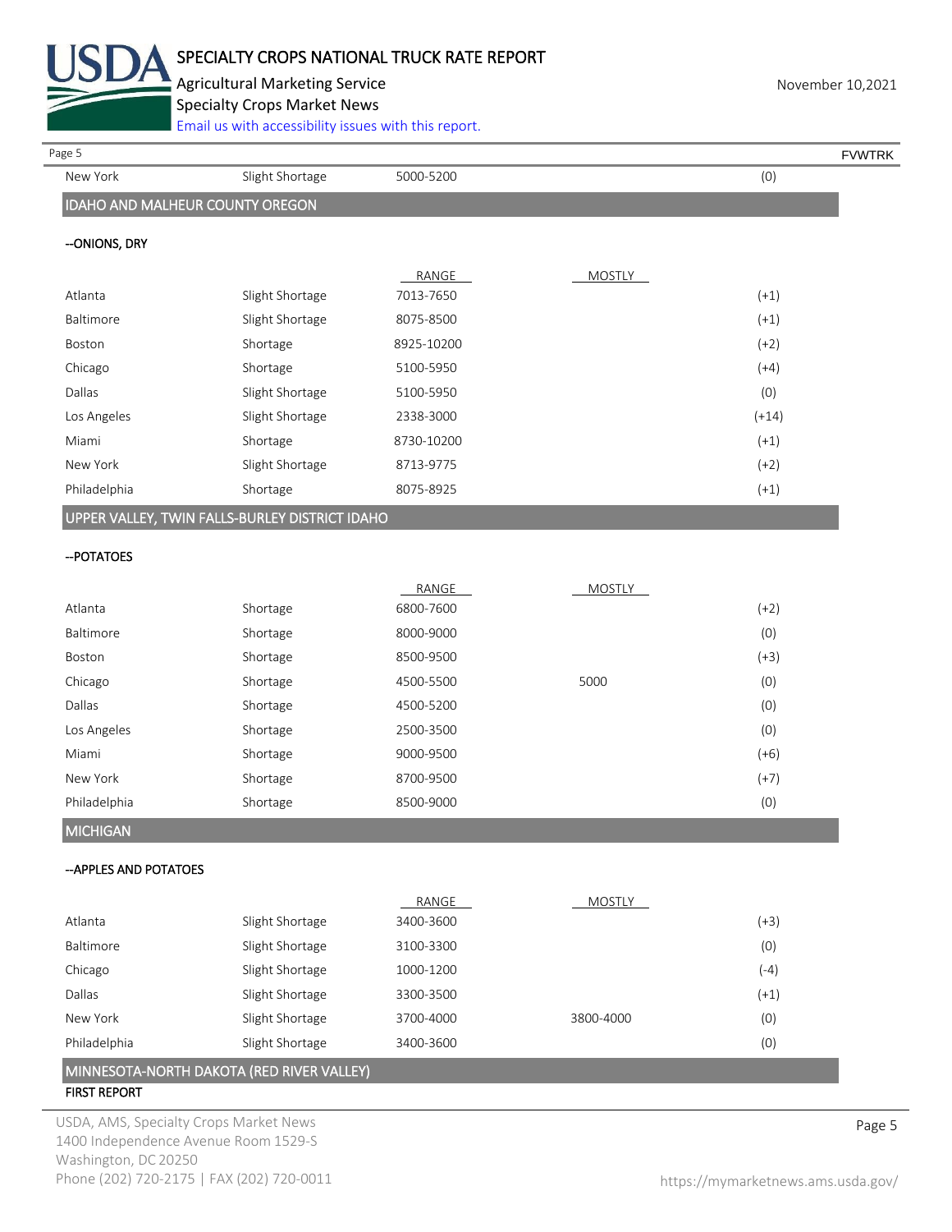| | | | | |
|---|---|---|---|---|
| New York | Slight Shortage | 5000-5200 | | (0) |

## IDAHO AND MALHEUR COUNTY OREGON

**--ONIONS, DRY**

| | | RANGE | MOSTLY | |
|---|---|---|---|---|
| Atlanta | Slight Shortage | 7013-7650 | | (+1) |
| Baltimore | Slight Shortage | 8075-8500 | | (+1) |
| Boston | Shortage | 8925-10200 | | (+2) |
| Chicago | Shortage | 5100-5950 | | (+4) |
| Dallas | Slight Shortage | 5100-5950 | | (0) |
| Los Angeles | Slight Shortage | 2338-3000 | | (+14) |
| Miami | Shortage | 8730-10200 | | (+1) |
| New York | Slight Shortage | 8713-9775 | | (+2) |
| Philadelphia | Shortage | 8075-8925 | | (+1) |

## UPPER VALLEY, TWIN FALLS-BURLEY DISTRICT IDAHO

**--POTATOES**

| | | RANGE | MOSTLY | |
|---|---|---|---|---|
| Atlanta | Shortage | 6800-7600 | | (+2) |
| Baltimore | Shortage | 8000-9000 | | (0) |
| Boston | Shortage | 8500-9500 | | (+3) |
| Chicago | Shortage | 4500-5500 | 5000 | (0) |
| Dallas | Shortage | 4500-5200 | | (0) |
| Los Angeles | Shortage | 2500-3500 | | (0) |
| Miami | Shortage | 9000-9500 | | (+6) |
| New York | Shortage | 8700-9500 | | (+7) |
| Philadelphia | Shortage | 8500-9000 | | (0) |

## MICHIGAN

**--APPLES AND POTATOES**

| | | RANGE | MOSTLY | |
|---|---|---|---|---|
| Atlanta | Slight Shortage | 3400-3600 | | (+3) |
| Baltimore | Slight Shortage | 3100-3300 | | (0) |
| Chicago | Slight Shortage | 1000-1200 | | (-4) |
| Dallas | Slight Shortage | 3300-3500 | | (+1) |
| New York | Slight Shortage | 3700-4000 | 3800-4000 | (0) |
| Philadelphia | Slight Shortage | 3400-3600 | | (0) |

## MINNESOTA-NORTH DAKOTA (RED RIVER VALLEY)

**FIRST REPORT**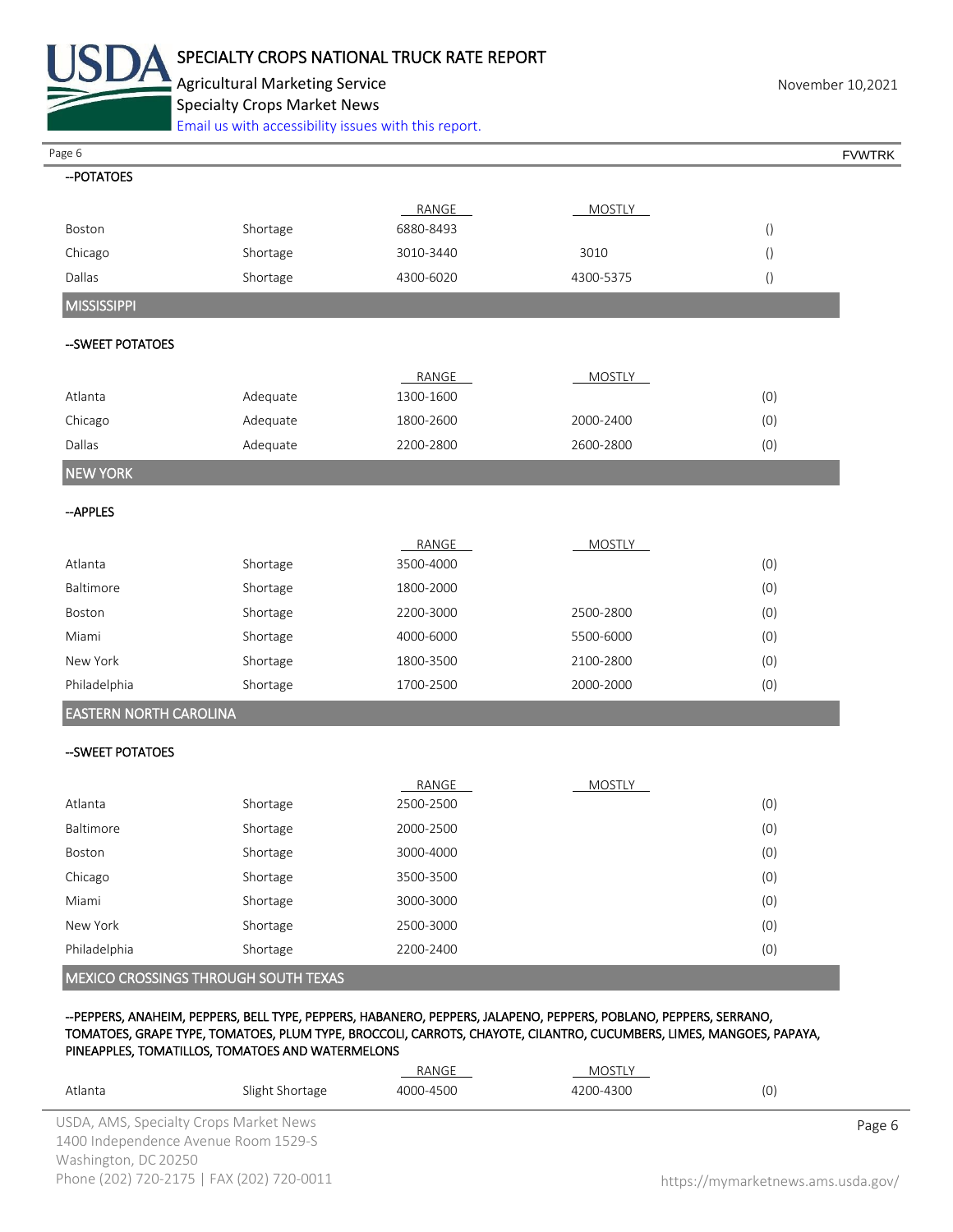--POTATOES

| | | RANGE | MOSTLY | |
|---|---|---|---|---|
| Boston | Shortage | 6880-8493 | | () |
| Chicago | Shortage | 3010-3440 | 3010 | () |
| Dallas | Shortage | 4300-6020 | 4300-5375 | () |

## MISSISSIPPI

--SWEET POTATOES

| | | RANGE | MOSTLY | |
|---|---|---|---|---|
| Atlanta | Adequate | 1300-1600 | | (0) |
| Chicago | Adequate | 1800-2600 | 2000-2400 | (0) |
| Dallas | Adequate | 2200-2800 | 2600-2800 | (0) |

## NEW YORK

--APPLES

| | | RANGE | MOSTLY | |
|---|---|---|---|---|
| Atlanta | Shortage | 3500-4000 | | (0) |
| Baltimore | Shortage | 1800-2000 | | (0) |
| Boston | Shortage | 2200-3000 | 2500-2800 | (0) |
| Miami | Shortage | 4000-6000 | 5500-6000 | (0) |
| New York | Shortage | 1800-3500 | 2100-2800 | (0) |
| Philadelphia | Shortage | 1700-2500 | 2000-2000 | (0) |

## EASTERN NORTH CAROLINA

--SWEET POTATOES

| | | RANGE | MOSTLY | |
|---|---|---|---|---|
| Atlanta | Shortage | 2500-2500 | | (0) |
| Baltimore | Shortage | 2000-2500 | | (0) |
| Boston | Shortage | 3000-4000 | | (0) |
| Chicago | Shortage | 3500-3500 | | (0) |
| Miami | Shortage | 3000-3000 | | (0) |
| New York | Shortage | 2500-3000 | | (0) |
| Philadelphia | Shortage | 2200-2400 | | (0) |

## MEXICO CROSSINGS THROUGH SOUTH TEXAS

--PEPPERS, ANAHEIM, PEPPERS, BELL TYPE, PEPPERS, HABANERO, PEPPERS, JALAPENO, PEPPERS, POBLANO, PEPPERS, SERRANO, TOMATOES, GRAPE TYPE, TOMATOES, PLUM TYPE, BROCCOLI, CARROTS, CHAYOTE, CILANTRO, CUCUMBERS, LIMES, MANGOES, PAPAYA, PINEAPPLES, TOMATILLOS, TOMATOES AND WATERMELONS

| | | RANGE | MOSTLY | |
|---|---|---|---|---|
| Atlanta | Slight Shortage | 4000-4500 | 4200-4300 | (0) |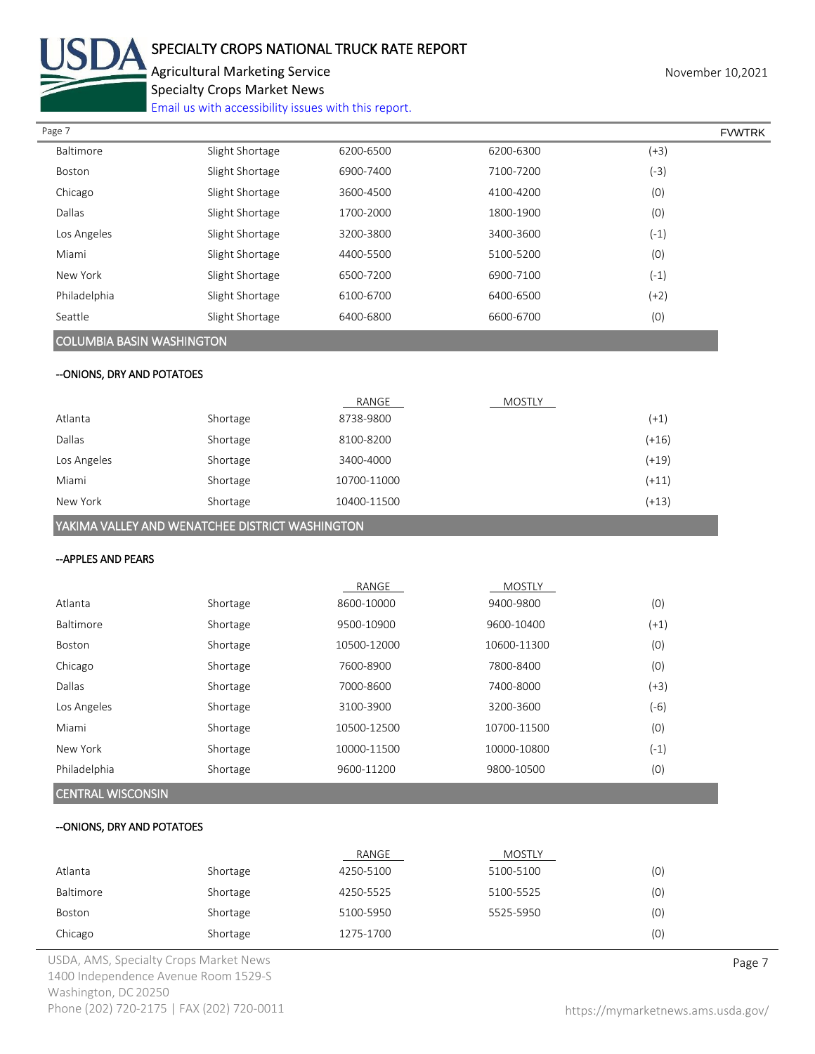| | | | | |
|---|---|---|---|---|
| Baltimore | Slight Shortage | 6200-6500 | 6200-6300 | (+3) |
| Boston | Slight Shortage | 6900-7400 | 7100-7200 | (-3) |
| Chicago | Slight Shortage | 3600-4500 | 4100-4200 | (0) |
| Dallas | Slight Shortage | 1700-2000 | 1800-1900 | (0) |
| Los Angeles | Slight Shortage | 3200-3800 | 3400-3600 | (-1) |
| Miami | Slight Shortage | 4400-5500 | 5100-5200 | (0) |
| New York | Slight Shortage | 6500-7200 | 6900-7100 | (-1) |
| Philadelphia | Slight Shortage | 6100-6700 | 6400-6500 | (+2) |
| Seattle | Slight Shortage | 6400-6800 | 6600-6700 | (0) |

## COLUMBIA BASIN WASHINGTON

--ONIONS, DRY AND POTATOES

| | | RANGE | MOSTLY | |
|---|---|---|---|---|
| Atlanta | Shortage | 8738-9800 | | (+1) |
| Dallas | Shortage | 8100-8200 | | (+16) |
| Los Angeles | Shortage | 3400-4000 | | (+19) |
| Miami | Shortage | 10700-11000 | | (+11) |
| New York | Shortage | 10400-11500 | | (+13) |

## YAKIMA VALLEY AND WENATCHEE DISTRICT WASHINGTON

--APPLES AND PEARS

| | | RANGE | MOSTLY | |
|---|---|---|---|---|
| Atlanta | Shortage | 8600-10000 | 9400-9800 | (0) |
| Baltimore | Shortage | 9500-10900 | 9600-10400 | (+1) |
| Boston | Shortage | 10500-12000 | 10600-11300 | (0) |
| Chicago | Shortage | 7600-8900 | 7800-8400 | (0) |
| Dallas | Shortage | 7000-8600 | 7400-8000 | (+3) |
| Los Angeles | Shortage | 3100-3900 | 3200-3600 | (-6) |
| Miami | Shortage | 10500-12500 | 10700-11500 | (0) |
| New York | Shortage | 10000-11500 | 10000-10800 | (-1) |
| Philadelphia | Shortage | 9600-11200 | 9800-10500 | (0) |

## CENTRAL WISCONSIN

--ONIONS, DRY AND POTATOES

| | | RANGE | MOSTLY | |
|---|---|---|---|---|
| Atlanta | Shortage | 4250-5100 | 5100-5100 | (0) |
| Baltimore | Shortage | 4250-5525 | 5100-5525 | (0) |
| Boston | Shortage | 5100-5950 | 5525-5950 | (0) |
| Chicago | Shortage | 1275-1700 | | (0) |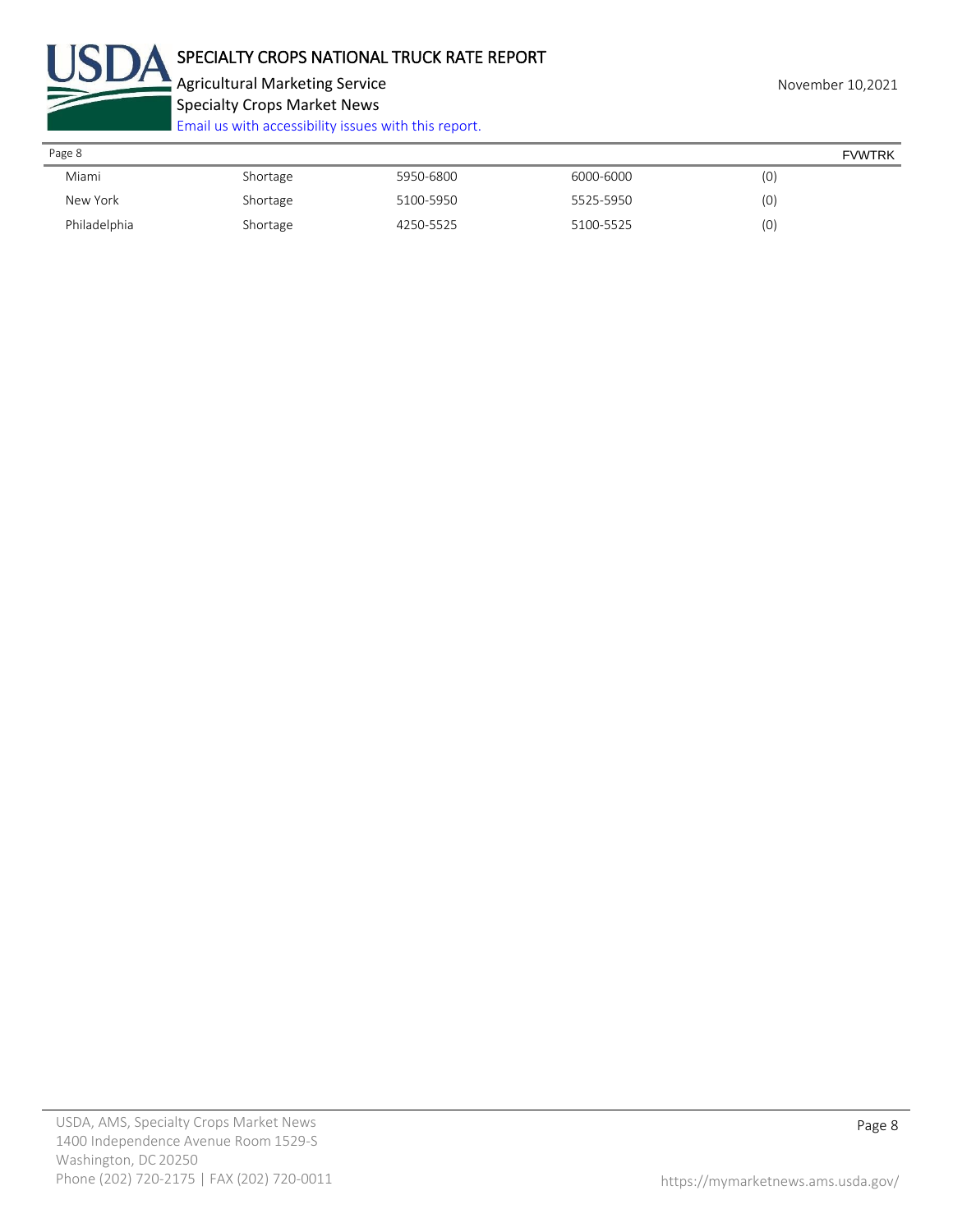| | | | | |
|---|---|---|---|---|
| Miami | Shortage | 5950-6800 | 6000-6000 | (0) |
| New York | Shortage | 5100-5950 | 5525-5950 | (0) |
| Philadelphia | Shortage | 4250-5525 | 5100-5525 | (0) |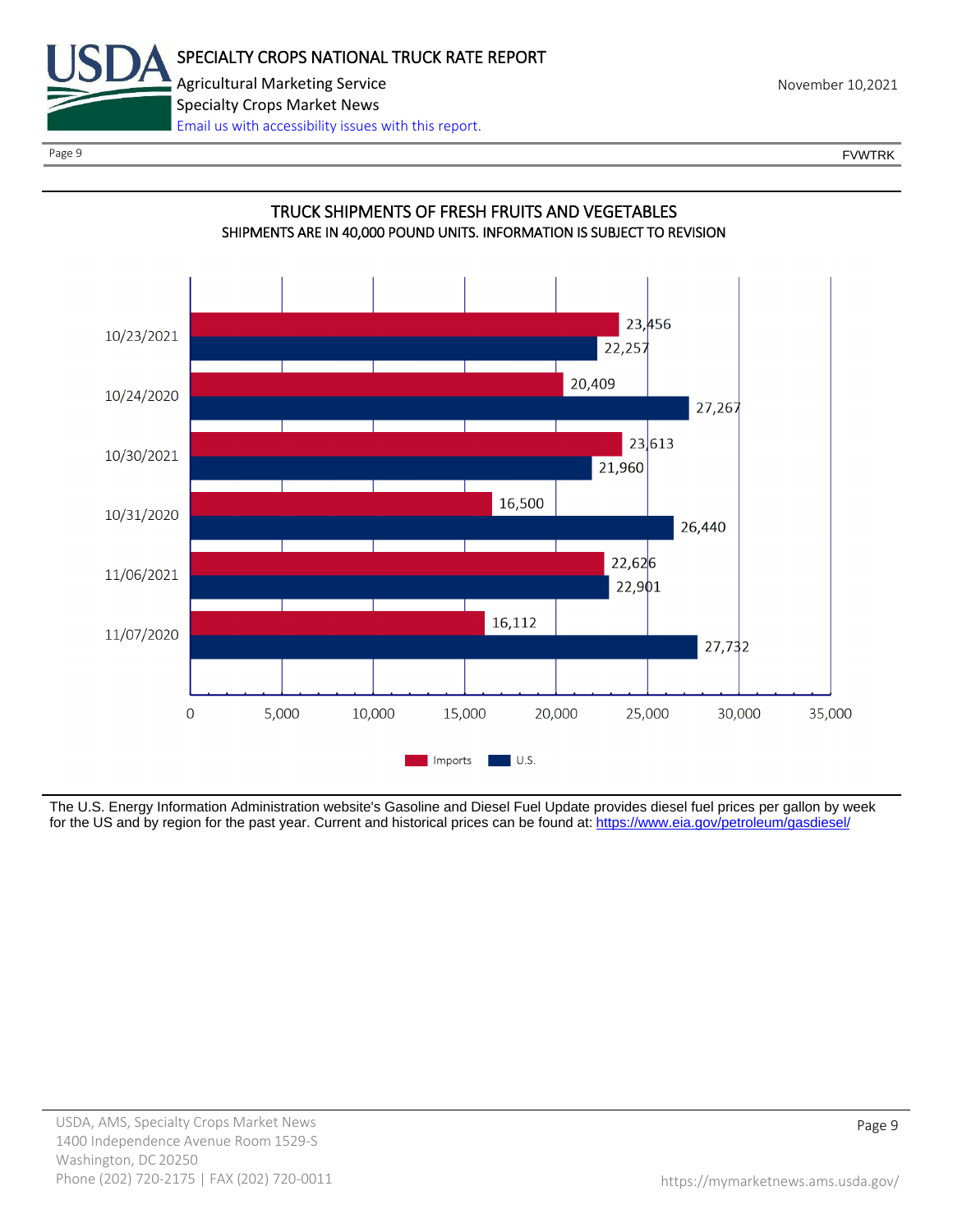# TRUCK SHIPMENTS OF FRESH FRUITS AND VEGETABLES

SHIPMENTS ARE IN 40,000 POUND UNITS. INFORMATION IS SUBJECT TO REVISION

10/23/2021
23,456
22,257

10/24/2020
20,409
27,267

10/30/2021
23,613
21,960

10/31/2020
16,500
26,440

11/06/2021
22,626
22,901

11/07/2020
16,112
27,732

0 5,000 10,000 15,000 20,000 25,000 30,000 35,000

Imports U.S.

The U.S. Energy Information Administration website's Gasoline and Diesel Fuel Update provides diesel fuel prices per gallon by week for the US and by region for the past year. Current and historical prices can be found at: https://www.eia.gov/petroleum/gasdiesel/